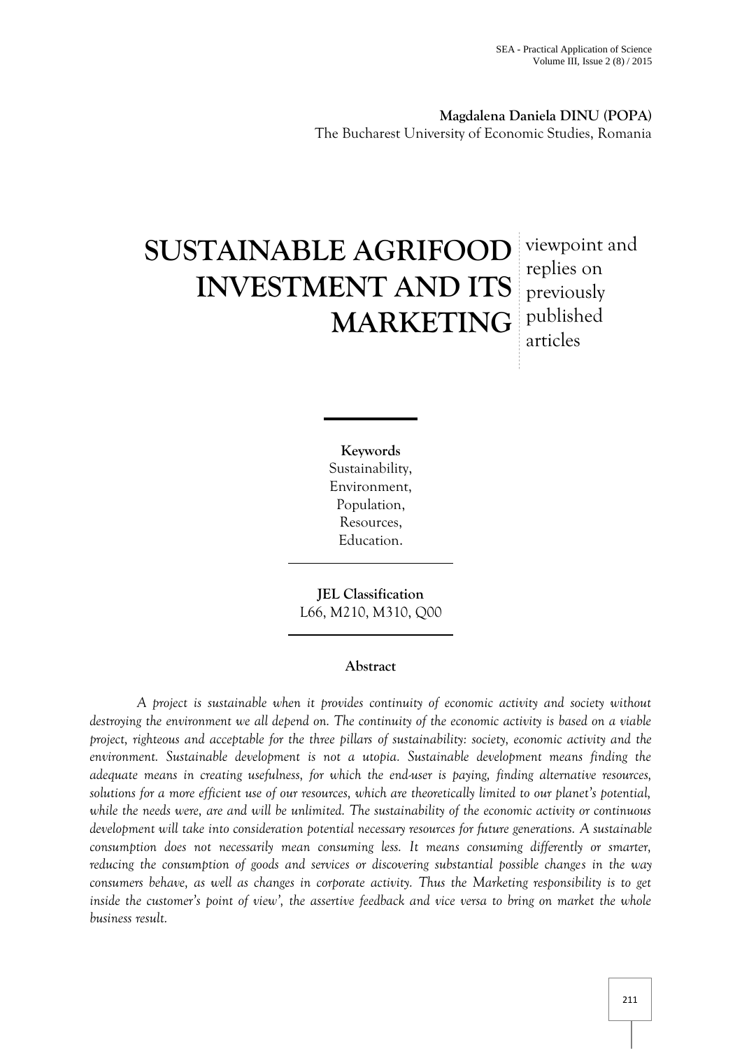**Magdalena Daniela DINU (POPA)**
The Bucharest University of Economic Studies, Romania

# SUSTAINABLE AGRIFOOD INVESTMENT AND ITS MARKETING

viewpoint and replies on previously published articles

**Keywords**
Sustainability,
Environment,
Population,
Resources,
Education.

**JEL Classification**
L66, M210, M310, Q00

**Abstract**

*A project is sustainable when it provides continuity of economic activity and society without destroying the environment we all depend on. The continuity of the economic activity is based on a viable project, righteous and acceptable for the three pillars of sustainability: society, economic activity and the environment. Sustainable development is not a utopia. Sustainable development means finding the adequate means in creating usefulness, for which the end-user is paying, finding alternative resources, solutions for a more efficient use of our resources, which are theoretically limited to our planet's potential, while the needs were, are and will be unlimited. The sustainability of the economic activity or continuous development will take into consideration potential necessary resources for future generations. A sustainable consumption does not necessarily mean consuming less. It means consuming differently or smarter, reducing the consumption of goods and services or discovering substantial possible changes in the way consumers behave, as well as changes in corporate activity. Thus the Marketing responsibility is to get inside the customer's point of view', the assertive feedback and vice versa to bring on market the whole business result.*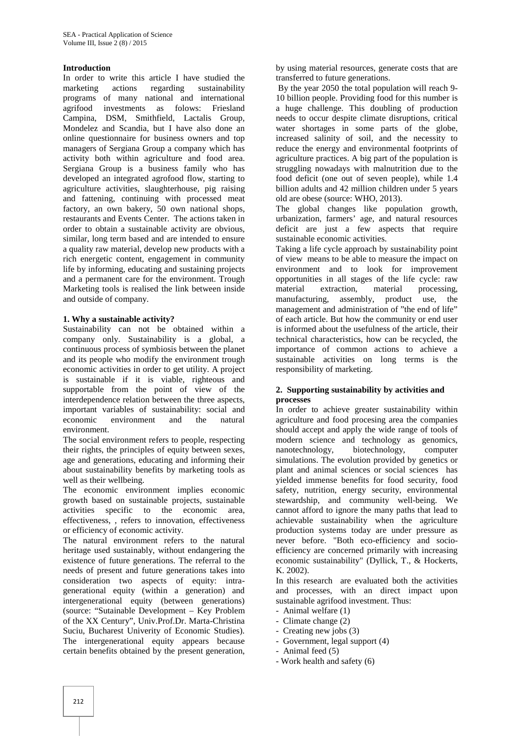**Introduction**

In order to write this article I have studied the marketing actions regarding sustainability programs of many national and international agrifood investments as folows: Friesland Campina, DSM, Smithfield, Lactalis Group, Mondelez and Scandia, but I have also done an online questionnaire for business owners and top managers of Sergiana Group a company which has activity both within agriculture and food area. Sergiana Group is a business family who has developed an integrated agrofood flow, starting to agriculture activities, slaughterhouse, pig raising and fattening, continuing with processed meat factory, an own bakery, 50 own national shops, restaurants and Events Center. The actions taken in order to obtain a sustainable activity are obvious, similar, long term based and are intended to ensure a quality raw material, develop new products with a rich energetic content, engagement in community life by informing, educating and sustaining projects and a permanent care for the environment. Trough Marketing tools is realised the link between inside and outside of company.

**1. Why a sustainable activity?**

Sustainability can not be obtained within a company only. Sustainability is a global, a continuous process of symbiosis between the planet and its people who modify the environment trough economic activities in order to get utility. A project is sustainable if it is viable, righteous and supportable from the point of view of the interdependence relation between the three aspects, important variables of sustainability: social and economic environment and the natural environment.

The social environment refers to people, respecting their rights, the principles of equity between sexes, age and generations, educating and informing their about sustainability benefits by marketing tools as well as their wellbeing.

The economic environment implies economic growth based on sustainable projects, sustainable activities specific to the economic area, effectiveness, , refers to innovation, effectiveness or efficiency of economic activity.

The natural environment refers to the natural heritage used sustainably, without endangering the existence of future generations. The referral to the needs of present and future generations takes into consideration two aspects of equity: intra-generational equity (within a generation) and intergenerational equity (between generations) (source: "Sutainable Development – Key Problem of the XX Century", Univ.Prof.Dr. Marta-Christina Suciu, Bucharest Univerity of Economic Studies). The intergenerational equity appears because certain benefits obtained by the present generation, by using material resources, generate costs that are transferred to future generations.

By the year 2050 the total population will reach 9-10 billion people. Providing food for this number is a huge challenge. This doubling of production needs to occur despite climate disruptions, critical water shortages in some parts of the globe, increased salinity of soil, and the necessity to reduce the energy and environmental footprints of agriculture practices. A big part of the population is struggling nowadays with malnutrition due to the food deficit (one out of seven people), while 1.4 billion adults and 42 million children under 5 years old are obese (source: WHO, 2013).

The global changes like population growth, urbanization, farmers' age, and natural resources deficit are just a few aspects that require sustainable economic activities.

Taking a life cycle approach by sustainability point of view means to be able to measure the impact on environment and to look for improvement opportunities in all stages of the life cycle: raw material extraction, material processing, manufacturing, assembly, product use, the management and administration of "the end of life" of each article. But how the community or end user is informed about the usefulness of the article, their technical characteristics, how can be recycled, the importance of common actions to achieve a sustainable activities on long terms is the responsibility of marketing.

**2. Supporting sustainability by activities and processes**

In order to achieve greater sustainability within agriculture and food procesing area the companies should accept and apply the wide range of tools of modern science and technology as genomics, nanotechnology, biotechnology, computer simulations. The evolution provided by genetics or plant and animal sciences or social sciences has yielded immense benefits for food security, food safety, nutrition, energy security, environmental stewardship, and community well-being. We cannot afford to ignore the many paths that lead to achievable sustainability when the agriculture production systems today are under pressure as never before. "Both eco-efficiency and socio-efficiency are concerned primarily with increasing economic sustainability" (Dyllick, T., & Hockerts, K. 2002).

In this research are evaluated both the activities and processes, with an direct impact upon sustainable agrifood investment. Thus:

- Animal welfare (1)
- Climate change (2)
- Creating new jobs (3)
- Government, legal support (4)
- Animal feed (5)
- Work health and safety (6)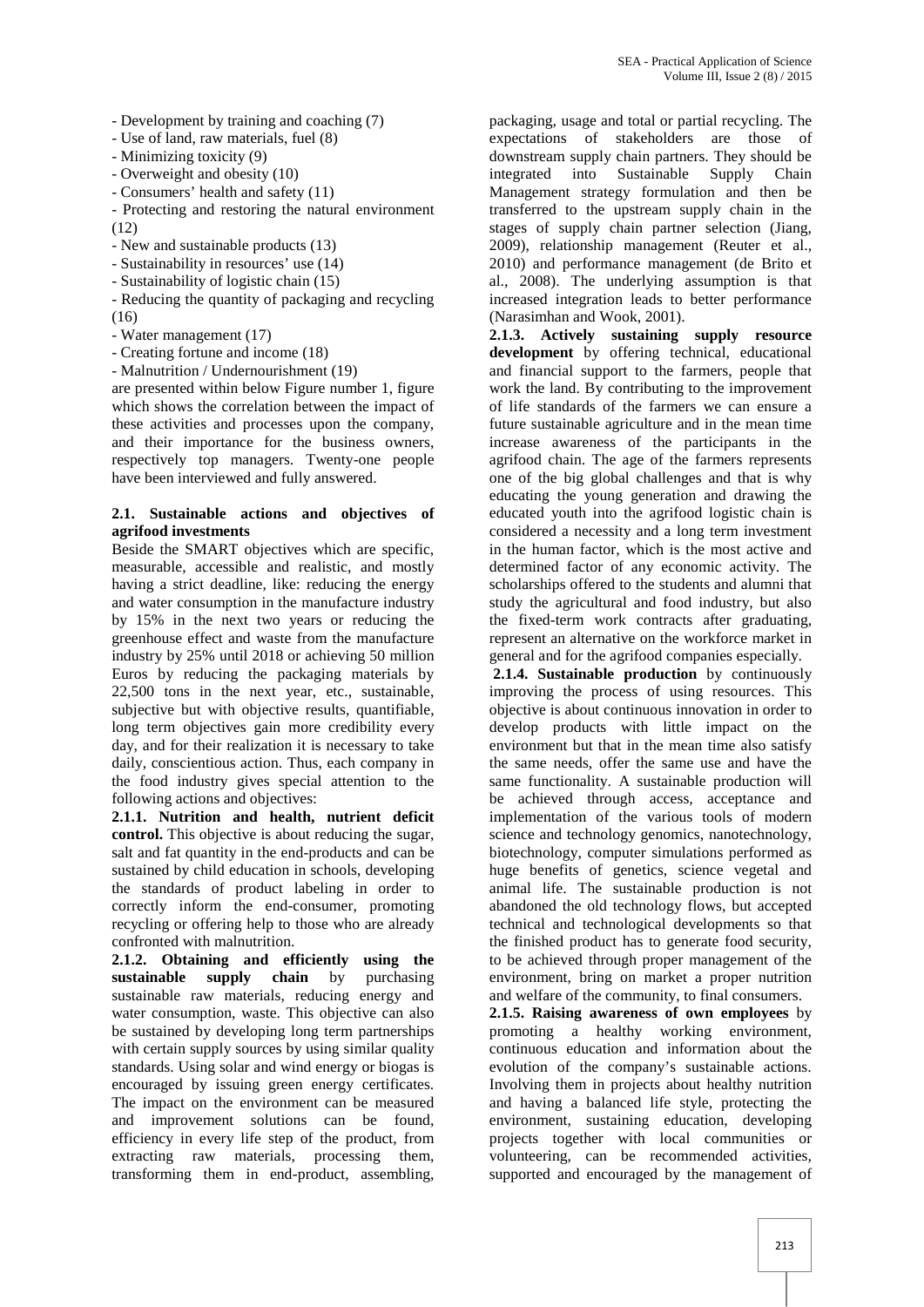- Development by training and coaching (7)
- Use of land, raw materials, fuel (8)
- Minimizing toxicity (9)
- Overweight and obesity (10)
- Consumers' health and safety (11)
- Protecting and restoring the natural environment (12)
- New and sustainable products (13)
- Sustainability in resources' use (14)
- Sustainability of logistic chain (15)
- Reducing the quantity of packaging and recycling (16)
- Water management (17)
- Creating fortune and income (18)
- Malnutrition / Undernourishment (19)

are presented within below Figure number 1, figure which shows the correlation between the impact of these activities and processes upon the company, and their importance for the business owners, respectively top managers. Twenty-one people have been interviewed and fully answered.

## 2.1. Sustainable actions and objectives of agrifood investments

Beside the SMART objectives which are specific, measurable, accessible and realistic, and mostly having a strict deadline, like: reducing the energy and water consumption in the manufacture industry by 15% in the next two years or reducing the greenhouse effect and waste from the manufacture industry by 25% until 2018 or achieving 50 million Euros by reducing the packaging materials by 22,500 tons in the next year, etc., sustainable, subjective but with objective results, quantifiable, long term objectives gain more credibility every day, and for their realization it is necessary to take daily, conscientious action. Thus, each company in the food industry gives special attention to the following actions and objectives:

**2.1.1. Nutrition and health, nutrient deficit control.** This objective is about reducing the sugar, salt and fat quantity in the end-products and can be sustained by child education in schools, developing the standards of product labeling in order to correctly inform the end-consumer, promoting recycling or offering help to those who are already confronted with malnutrition.

**2.1.2. Obtaining and efficiently using the sustainable supply chain** by purchasing sustainable raw materials, reducing energy and water consumption, waste. This objective can also be sustained by developing long term partnerships with certain supply sources by using similar quality standards. Using solar and wind energy or biogas is encouraged by issuing green energy certificates. The impact on the environment can be measured and improvement solutions can be found, efficiency in every life step of the product, from extracting raw materials, processing them, transforming them in end-product, assembling, packaging, usage and total or partial recycling. The expectations of stakeholders are those of downstream supply chain partners. They should be integrated into Sustainable Supply Chain Management strategy formulation and then be transferred to the upstream supply chain in the stages of supply chain partner selection (Jiang, 2009), relationship management (Reuter et al., 2010) and performance management (de Brito et al., 2008). The underlying assumption is that increased integration leads to better performance (Narasimhan and Wook, 2001).

**2.1.3. Actively sustaining supply resource development** by offering technical, educational and financial support to the farmers, people that work the land. By contributing to the improvement of life standards of the farmers we can ensure a future sustainable agriculture and in the mean time increase awareness of the participants in the agrifood chain. The age of the farmers represents one of the big global challenges and that is why educating the young generation and drawing the educated youth into the agrifood logistic chain is considered a necessity and a long term investment in the human factor, which is the most active and determined factor of any economic activity. The scholarships offered to the students and alumni that study the agricultural and food industry, but also the fixed-term work contracts after graduating, represent an alternative on the workforce market in general and for the agrifood companies especially.

**2.1.4. Sustainable production** by continuously improving the process of using resources. This objective is about continuous innovation in order to develop products with little impact on the environment but that in the mean time also satisfy the same needs, offer the same use and have the same functionality. A sustainable production will be achieved through access, acceptance and implementation of the various tools of modern science and technology genomics, nanotechnology, biotechnology, computer simulations performed as huge benefits of genetics, science vegetal and animal life. The sustainable production is not abandoned the old technology flows, but accepted technical and technological developments so that the finished product has to generate food security, to be achieved through proper management of the environment, bring on market a proper nutrition and welfare of the community, to final consumers.

**2.1.5. Raising awareness of own employees** by promoting a healthy working environment, continuous education and information about the evolution of the company's sustainable actions. Involving them in projects about healthy nutrition and having a balanced life style, protecting the environment, sustaining education, developing projects together with local communities or volunteering, can be recommended activities, supported and encouraged by the management of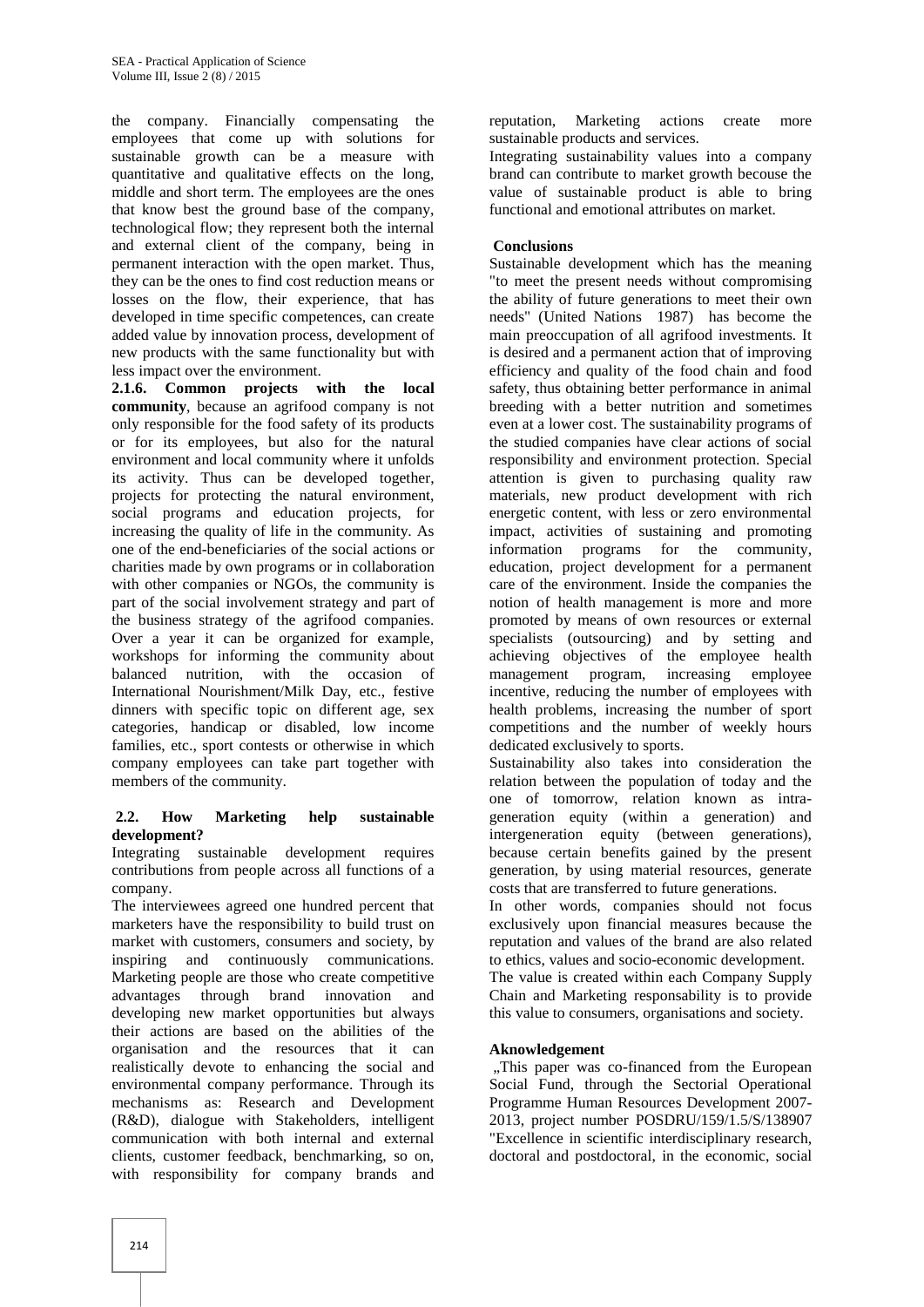the company. Financially compensating the employees that come up with solutions for sustainable growth can be a measure with quantitative and qualitative effects on the long, middle and short term. The employees are the ones that know best the ground base of the company, technological flow; they represent both the internal and external client of the company, being in permanent interaction with the open market. Thus, they can be the ones to find cost reduction means or losses on the flow, their experience, that has developed in time specific competences, can create added value by innovation process, development of new products with the same functionality but with less impact over the environment.

**2.1.6. Common projects with the local community**, because an agrifood company is not only responsible for the food safety of its products or for its employees, but also for the natural environment and local community where it unfolds its activity. Thus can be developed together, projects for protecting the natural environment, social programs and education projects, for increasing the quality of life in the community. As one of the end-beneficiaries of the social actions or charities made by own programs or in collaboration with other companies or NGOs, the community is part of the social involvement strategy and part of the business strategy of the agrifood companies. Over a year it can be organized for example, workshops for informing the community about balanced nutrition, with the occasion of International Nourishment/Milk Day, etc., festive dinners with specific topic on different age, sex categories, handicap or disabled, low income families, etc., sport contests or otherwise in which company employees can take part together with members of the community.

### 2.2. How Marketing help sustainable development?

Integrating sustainable development requires contributions from people across all functions of a company.

The interviewees agreed one hundred percent that marketers have the responsibility to build trust on market with customers, consumers and society, by inspiring and continuously communications. Marketing people are those who create competitive advantages through brand innovation and developing new market opportunities but always their actions are based on the abilities of the organisation and the resources that it can realistically devote to enhancing the social and environmental company performance. Through its mechanisms as: Research and Development (R&D), dialogue with Stakeholders, intelligent communication with both internal and external clients, customer feedback, benchmarking, so on, with responsibility for company brands and reputation, Marketing actions create more sustainable products and services.

Integrating sustainability values into a company brand can contribute to market growth becouse the value of sustainable product is able to bring functional and emotional attributes on market.

## Conclusions

Sustainable development which has the meaning "to meet the present needs without compromising the ability of future generations to meet their own needs" (United Nations 1987) has become the main preoccupation of all agrifood investments. It is desired and a permanent action that of improving efficiency and quality of the food chain and food safety, thus obtaining better performance in animal breeding with a better nutrition and sometimes even at a lower cost. The sustainability programs of the studied companies have clear actions of social responsibility and environment protection. Special attention is given to purchasing quality raw materials, new product development with rich energetic content, with less or zero environmental impact, activities of sustaining and promoting information programs for the community, education, project development for a permanent care of the environment. Inside the companies the notion of health management is more and more promoted by means of own resources or external specialists (outsourcing) and by setting and achieving objectives of the employee health management program, increasing employee incentive, reducing the number of employees with health problems, increasing the number of sport competitions and the number of weekly hours dedicated exclusively to sports.

Sustainability also takes into consideration the relation between the population of today and the one of tomorrow, relation known as intra-generation equity (within a generation) and intergeneration equity (between generations), because certain benefits gained by the present generation, by using material resources, generate costs that are transferred to future generations.

In other words, companies should not focus exclusively upon financial measures because the reputation and values of the brand are also related to ethics, values and socio-economic development.

The value is created within each Company Supply Chain and Marketing responsability is to provide this value to consumers, organisations and society.

## Aknowledgement

„This paper was co-financed from the European Social Fund, through the Sectorial Operational Programme Human Resources Development 2007-2013, project number POSDRU/159/1.5/S/138907 "Excellence in scientific interdisciplinary research, doctoral and postdoctoral, in the economic, social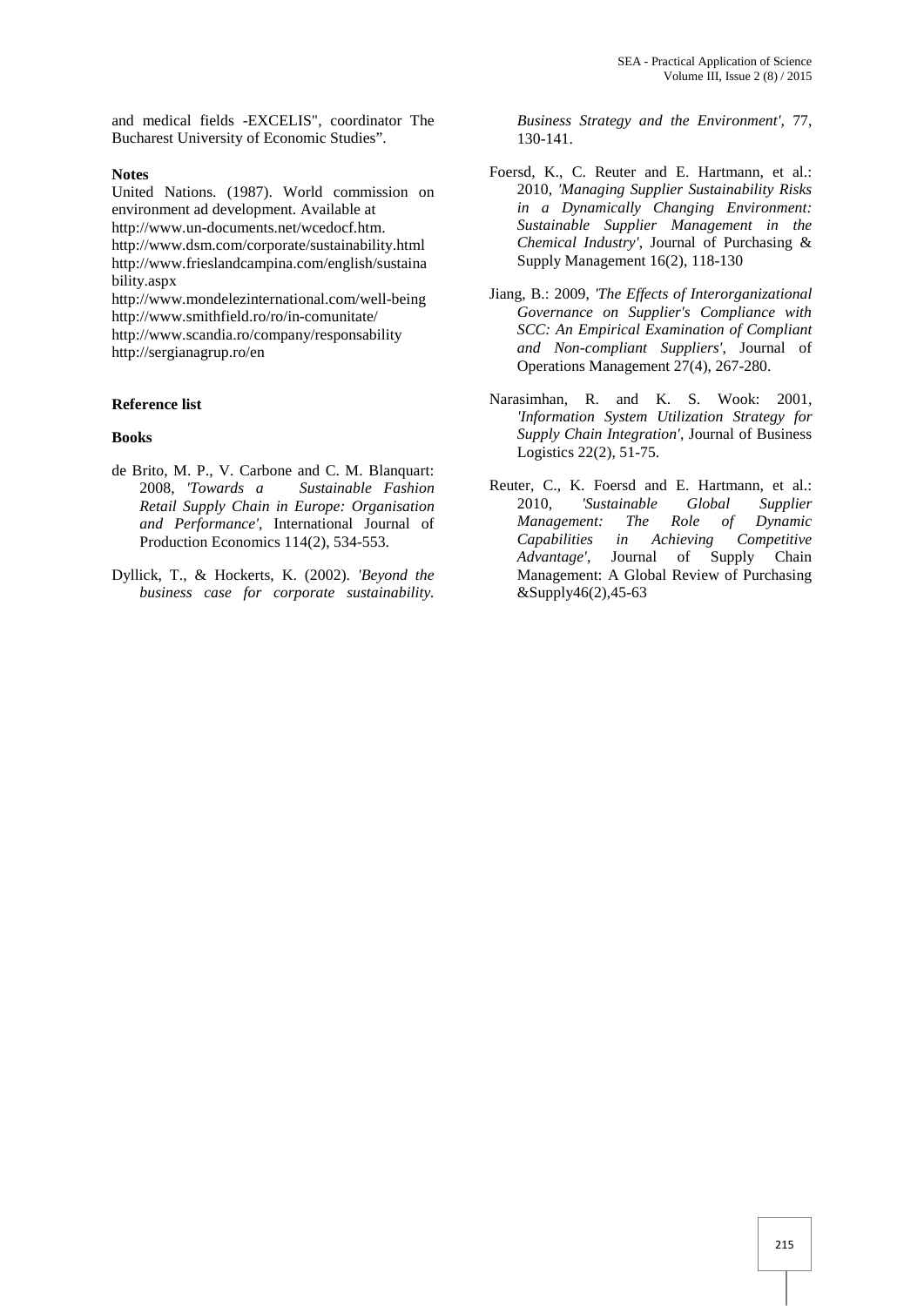and medical fields -EXCELIS", coordinator The Bucharest University of Economic Studies".

**Notes**

United Nations. (1987). World commission on environment ad development. Available at http://www.un-documents.net/wcedocf.htm.
http://www.dsm.com/corporate/sustainability.html
http://www.frieslandcampina.com/english/sustainability.aspx
http://www.mondelezinternational.com/well-being
http://www.smithfield.ro/ro/in-comunitate/
http://www.scandia.ro/company/responsability
http://sergianagrup.ro/en

**Reference list**

**Books**

de Brito, M. P., V. Carbone and C. M. Blanquart: 2008, *'Towards a Sustainable Fashion Retail Supply Chain in Europe: Organisation and Performance'*, International Journal of Production Economics 114(2), 534-553.

Dyllick, T., & Hockerts, K. (2002). *'Beyond the business case for corporate sustainability. Business Strategy and the Environment'*, 77, 130-141.

Foersd, K., C. Reuter and E. Hartmann, et al.: 2010, *'Managing Supplier Sustainability Risks in a Dynamically Changing Environment: Sustainable Supplier Management in the Chemical Industry'*, Journal of Purchasing & Supply Management 16(2), 118-130

Jiang, B.: 2009, *'The Effects of Interorganizational Governance on Supplier's Compliance with SCC: An Empirical Examination of Compliant and Non-compliant Suppliers'*, Journal of Operations Management 27(4), 267-280.

Narasimhan, R. and K. S. Wook: 2001, *'Information System Utilization Strategy for Supply Chain Integration'*, Journal of Business Logistics 22(2), 51-75.

Reuter, C., K. Foersd and E. Hartmann, et al.: 2010, *'Sustainable Global Supplier Management: The Role of Dynamic Capabilities in Achieving Competitive Advantage'*, Journal of Supply Chain Management: A Global Review of Purchasing &Supply46(2),45-63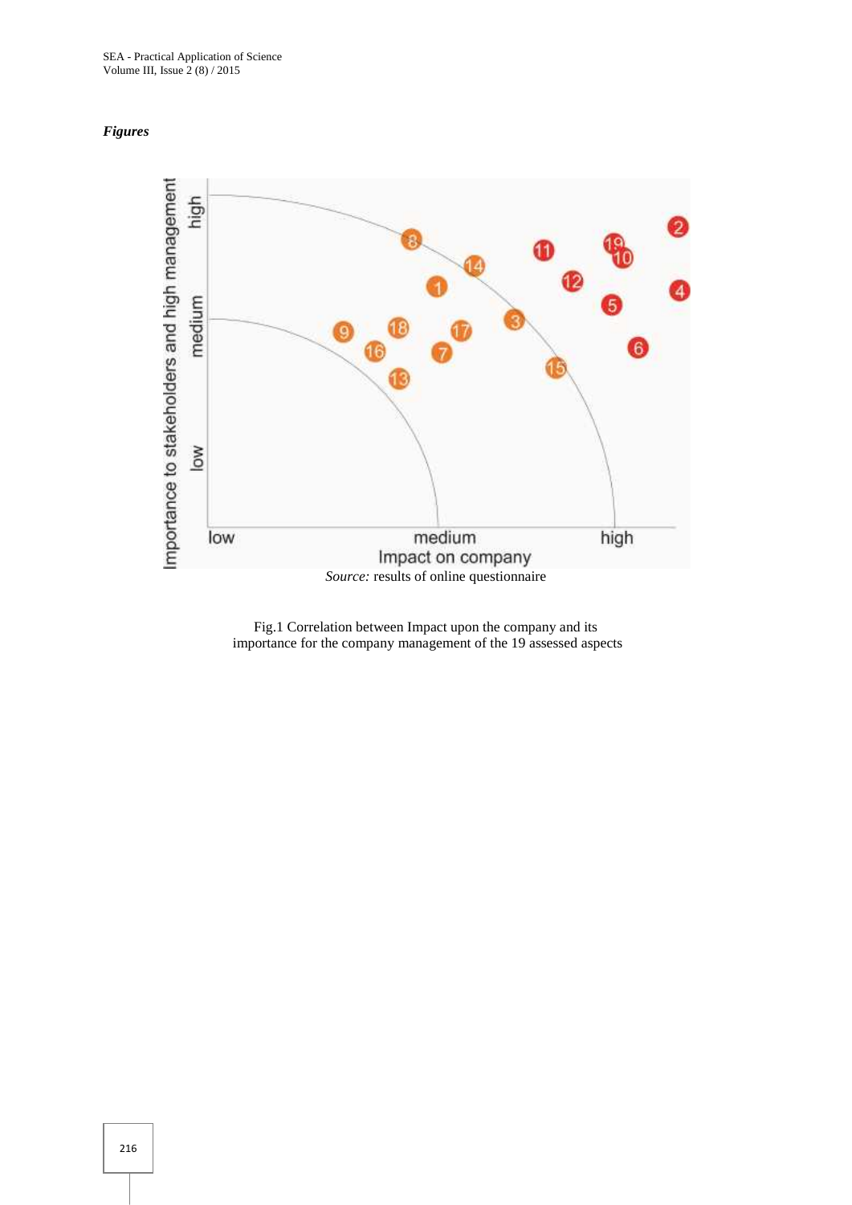*Figures*

Importance to stakeholders and high management

high

medium

low

low

medium

high

Impact on company

8 14 11 19 10 2 1 12 4 5 3 9 18 17 16 7 6 15 13

*Source:* results of online questionnaire

Fig.1 Correlation between Impact upon the company and its importance for the company management of the 19 assessed aspects